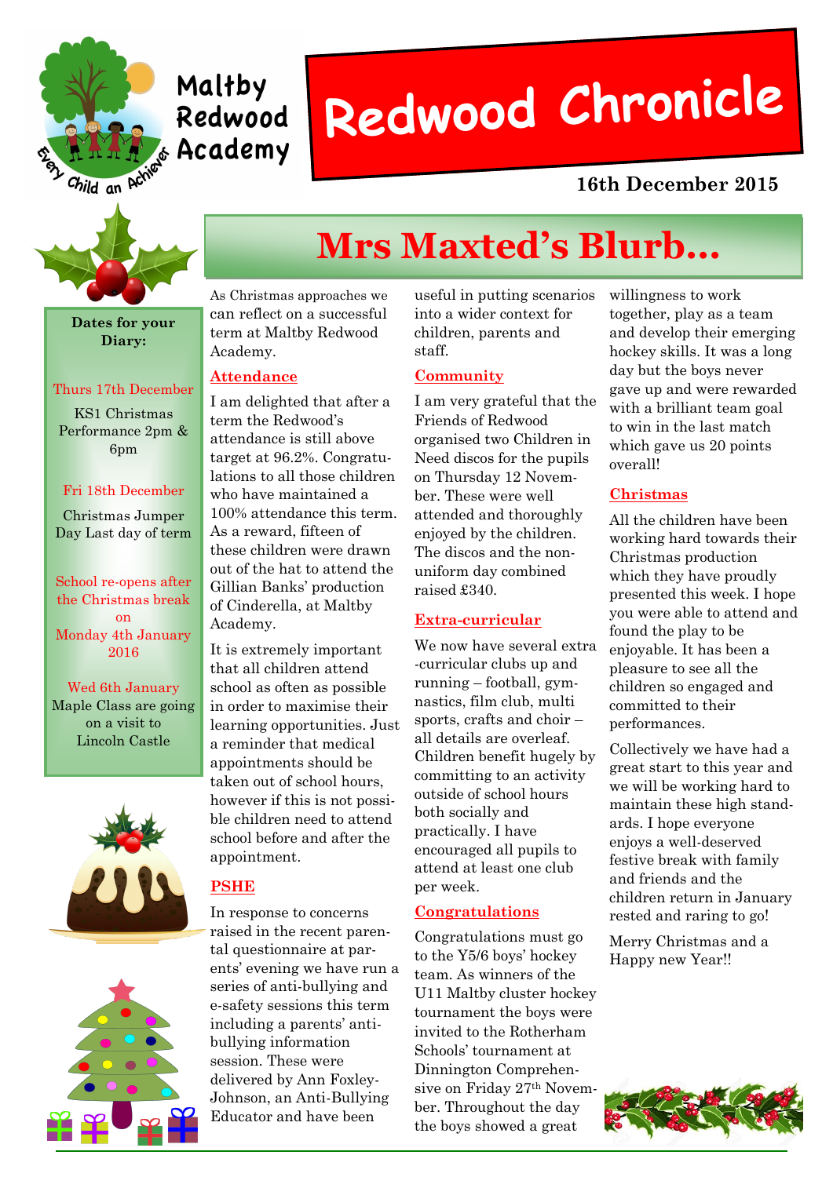Maltby Redwood Academy

Every Child an Achiever

# Redwood Chronicle

**16th December 2015**

## Mrs Maxted's Blurb...

As Christmas approaches we can reflect on a successful term at Maltby Redwood Academy.

### Attendance

I am delighted that after a term the Redwood's attendance is still above target at 96.2%. Congratulations to all those children who have maintained a 100% attendance this term. As a reward, fifteen of these children were drawn out of the hat to attend the Gillian Banks' production of Cinderella, at Maltby Academy.

It is extremely important that all children attend school as often as possible in order to maximise their learning opportunities. Just a reminder that medical appointments should be taken out of school hours, however if this is not possible children need to attend school before and after the appointment.

### PSHE

In response to concerns raised in the recent parental questionnaire at parents' evening we have run a series of anti-bullying and e-safety sessions this term including a parents' anti-bullying information session. These were delivered by Ann Foxley-Johnson, an Anti-Bullying Educator and have been useful in putting scenarios into a wider context for children, parents and staff.

### Community

I am very grateful that the Friends of Redwood organised two Children in Need discos for the pupils on Thursday 12 November. These were well attended and thoroughly enjoyed by the children. The discos and the non-uniform day combined raised £340.

### Extra-curricular

We now have several extra-curricular clubs up and running – football, gymnastics, film club, multi sports, crafts and choir – all details are overleaf. Children benefit hugely by committing to an activity outside of school hours both socially and practically. I have encouraged all pupils to attend at least one club per week.

### Congratulations

Congratulations must go to the Y5/6 boys' hockey team. As winners of the U11 Maltby cluster hockey tournament the boys were invited to the Rotherham Schools' tournament at Dinnington Comprehensive on Friday 27th November. Throughout the day the boys showed a great willingness to work together, play as a team and develop their emerging hockey skills. It was a long day but the boys never gave up and were rewarded with a brilliant team goal to win in the last match which gave us 20 points overall!

### Christmas

All the children have been working hard towards their Christmas production which they have proudly presented this week. I hope you were able to attend and found the play to be enjoyable. It has been a pleasure to see all the children so engaged and committed to their performances.

Collectively we have had a great start to this year and we will be working hard to maintain these high standards. I hope everyone enjoys a well-deserved festive break with family and friends and the children return in January rested and raring to go!

Merry Christmas and a Happy new Year!!

---

**Dates for your Diary:**

Thurs 17th December
KS1 Christmas Performance 2pm & 6pm

Fri 18th December
Christmas Jumper Day Last day of term

School re-opens after the Christmas break on Monday 4th January 2016

Wed 6th January
Maple Class are going on a visit to Lincoln Castle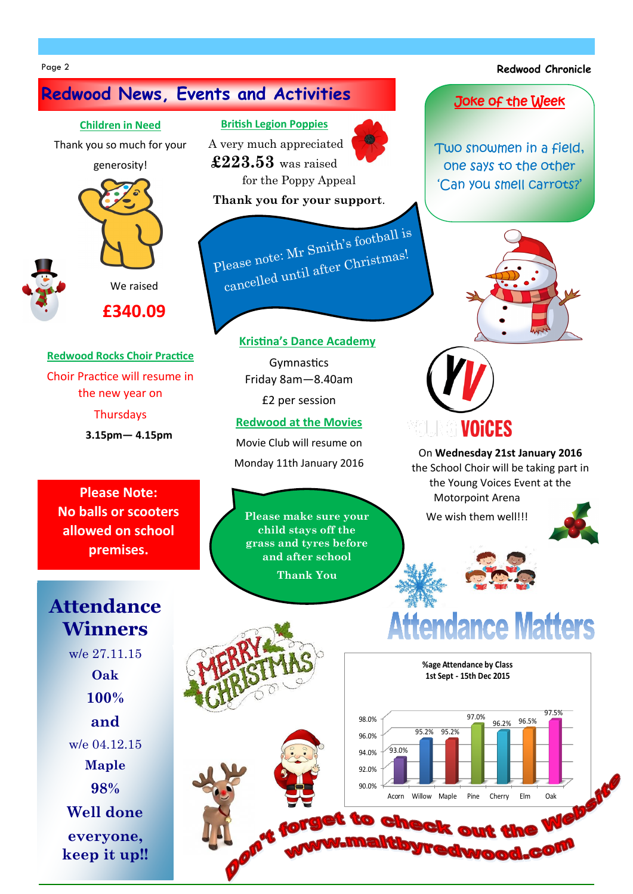## Redwood News, Events and Activities

### Children in Need

Thank you so much for your generosity!

We raised

**£340.09**

### British Legion Poppies

A very much appreciated **£223.53** was raised for the Poppy Appeal

**Thank you for your support.**

Please note: Mr Smith's football is cancelled until after Christmas!

### Joke of the Week

Two snowmen in a field, one says to the other 'Can you smell carrots?'

### Redwood Rocks Choir Practice

Choir Practice will resume in the new year on Thursdays

**3.15pm— 4.15pm**

### Kristina's Dance Academy

Gymnastics

Friday 8am—8.40am

£2 per session

### Redwood at the Movies

Movie Club will resume on Monday 11th January 2016

YV

YOUNG VOICES

On **Wednesday 21st January 2016** the School Choir will be taking part in the Young Voices Event at the Motorpoint Arena

We wish them well!!!

**Please Note: No balls or scooters allowed on school premises.**

**Please make sure your child stays off the grass and tyres before and after school**

**Thank You**

## Attendance Winners

w/e 27.11.15

**Oak**

**100%**

**and**

w/e 04.12.15

**Maple**

**98%**

**Well done everyone, keep it up!!**

MERRY CHRISTMAS

## Attendance Matters

%age Attendance by Class
1st Sept - 15th Dec 2015

98.0%
96.0%
94.0%
92.0%
90.0%

93.0%
95.2%
95.2%
97.0%
96.2%
96.5%
97.5%

Acorn
Willow
Maple
Pine
Cherry
Elm
Oak

**Don't forget to check out the Website**
**www.maltbyredwood.com**